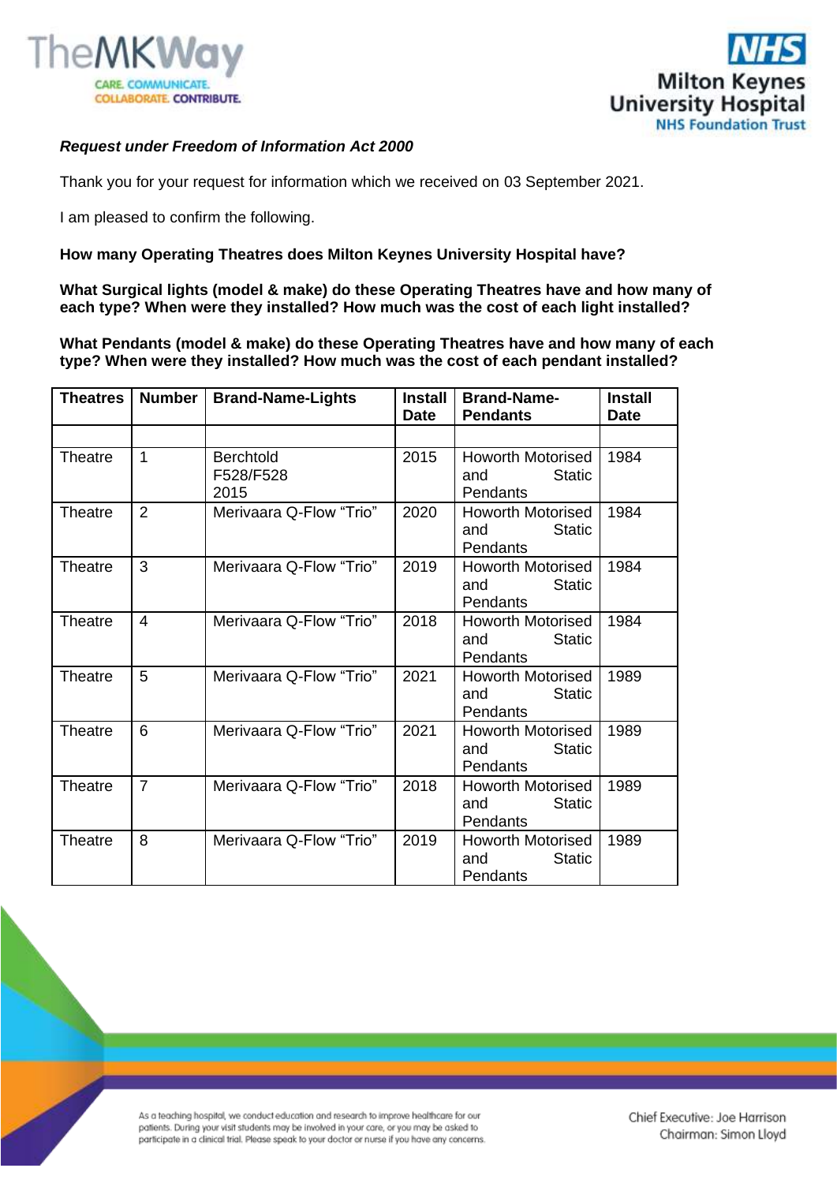*Request under Freedom of Information Act 2000*

Thank you for your request for information which we received on 03 September 2021.

I am pleased to confirm the following.

**How many Operating Theatres does Milton Keynes University Hospital have?**

**What Surgical lights (model & make) do these Operating Theatres have and how many of each type? When were they installed? How much was the cost of each light installed?**

**What Pendants (model & make) do these Operating Theatres have and how many of each type? When were they installed? How much was the cost of each pendant installed?**

| Theatres | Number | Brand-Name-Lights | Install Date | Brand-Name-Pendants | Install Date |
|---|---|---|---|---|---|
| | | | | | |
| Theatre | 1 | Berchtold F528/F528 2015 | 2015 | Howorth Motorised and Static Pendants | 1984 |
| Theatre | 2 | Merivaara Q-Flow "Trio" | 2020 | Howorth Motorised and Static Pendants | 1984 |
| Theatre | 3 | Merivaara Q-Flow "Trio" | 2019 | Howorth Motorised and Static Pendants | 1984 |
| Theatre | 4 | Merivaara Q-Flow "Trio" | 2018 | Howorth Motorised and Static Pendants | 1984 |
| Theatre | 5 | Merivaara Q-Flow "Trio" | 2021 | Howorth Motorised and Static Pendants | 1989 |
| Theatre | 6 | Merivaara Q-Flow "Trio" | 2021 | Howorth Motorised and Static Pendants | 1989 |
| Theatre | 7 | Merivaara Q-Flow "Trio" | 2018 | Howorth Motorised and Static Pendants | 1989 |
| Theatre | 8 | Merivaara Q-Flow "Trio" | 2019 | Howorth Motorised and Static Pendants | 1989 |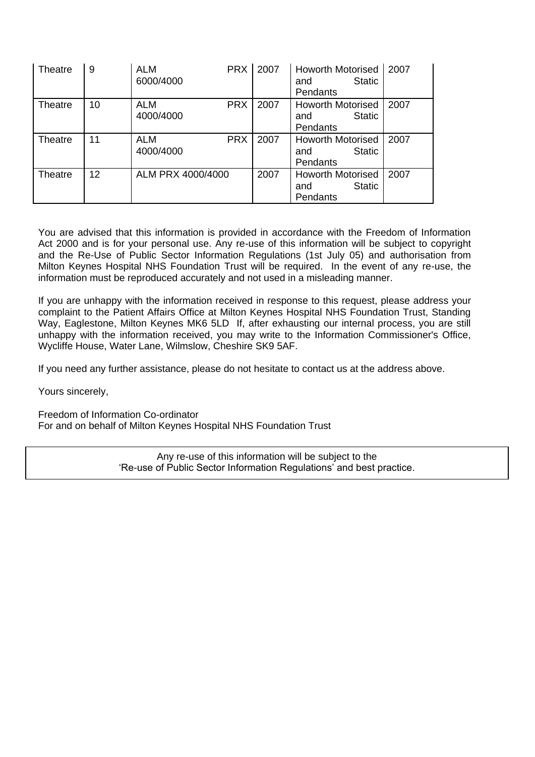| | | | | | |
|---|---|---|---|---|---|
| Theatre | 9 | ALM PRX 6000/4000 | 2007 | Howorth Motorised and Static Pendants | 2007 |
| Theatre | 10 | ALM PRX 4000/4000 | 2007 | Howorth Motorised and Static Pendants | 2007 |
| Theatre | 11 | ALM PRX 4000/4000 | 2007 | Howorth Motorised and Static Pendants | 2007 |
| Theatre | 12 | ALM PRX 4000/4000 | 2007 | Howorth Motorised and Static Pendants | 2007 |

You are advised that this information is provided in accordance with the Freedom of Information Act 2000 and is for your personal use. Any re-use of this information will be subject to copyright and the Re-Use of Public Sector Information Regulations (1st July 05) and authorisation from Milton Keynes Hospital NHS Foundation Trust will be required. In the event of any re-use, the information must be reproduced accurately and not used in a misleading manner.

If you are unhappy with the information received in response to this request, please address your complaint to the Patient Affairs Office at Milton Keynes Hospital NHS Foundation Trust, Standing Way, Eaglestone, Milton Keynes MK6 5LD If, after exhausting our internal process, you are still unhappy with the information received, you may write to the Information Commissioner's Office, Wycliffe House, Water Lane, Wilmslow, Cheshire SK9 5AF.

If you need any further assistance, please do not hesitate to contact us at the address above.

Yours sincerely,

Freedom of Information Co-ordinator
For and on behalf of Milton Keynes Hospital NHS Foundation Trust

Any re-use of this information will be subject to the
'Re-use of Public Sector Information Regulations' and best practice.